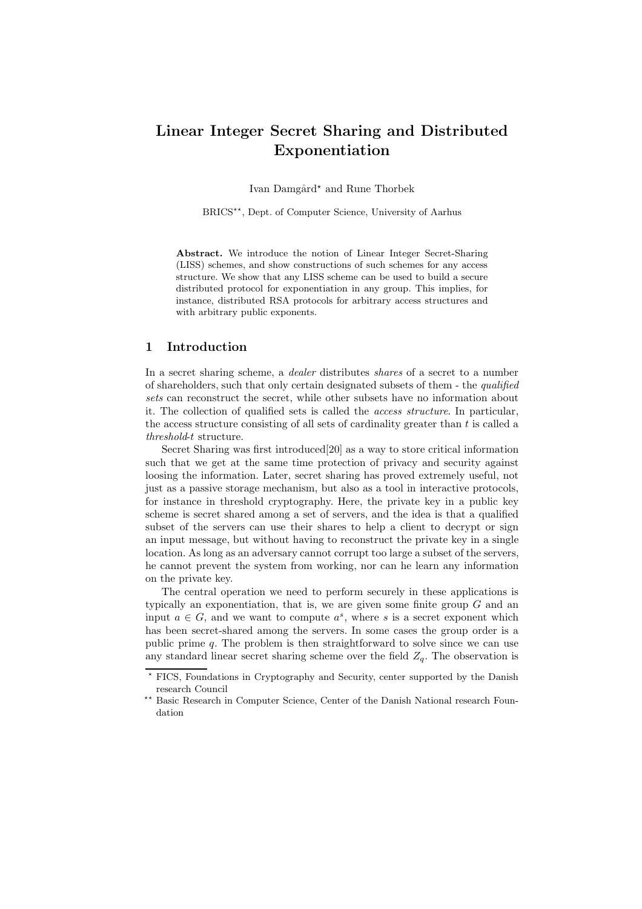# Linear Integer Secret Sharing and Distributed Exponentiation

Ivan Damgård* and Rune Thorbek

BRICS**, Dept. of Computer Science, University of Aarhus

**Abstract.** We introduce the notion of Linear Integer Secret-Sharing (LISS) schemes, and show constructions of such schemes for any access structure. We show that any LISS scheme can be used to build a secure distributed protocol for exponentiation in any group. This implies, for instance, distributed RSA protocols for arbitrary access structures and with arbitrary public exponents.

## 1 Introduction

In a secret sharing scheme, a *dealer* distributes *shares* of a secret to a number of shareholders, such that only certain designated subsets of them - the *qualified sets* can reconstruct the secret, while other subsets have no information about it. The collection of qualified sets is called the *access structure*. In particular, the access structure consisting of all sets of cardinality greater than $t$ is called a *threshold-$t$* structure.

Secret Sharing was first introduced[20] as a way to store critical information such that we get at the same time protection of privacy and security against loosing the information. Later, secret sharing has proved extremely useful, not just as a passive storage mechanism, but also as a tool in interactive protocols, for instance in threshold cryptography. Here, the private key in a public key scheme is secret shared among a set of servers, and the idea is that a qualified subset of the servers can use their shares to help a client to decrypt or sign an input message, but without having to reconstruct the private key in a single location. As long as an adversary cannot corrupt too large a subset of the servers, he cannot prevent the system from working, nor can he learn any information on the private key.

The central operation we need to perform securely in these applications is typically an exponentiation, that is, we are given some finite group $G$ and an input $a \in G$, and we want to compute $a^s$, where $s$ is a secret exponent which has been secret-shared among the servers. In some cases the group order is a public prime $q$. The problem is then straightforward to solve since we can use any standard linear secret sharing scheme over the field $Z_q$. The observation is

* FICS, Foundations in Cryptography and Security, center supported by the Danish research Council

** Basic Research in Computer Science, Center of the Danish National research Foundation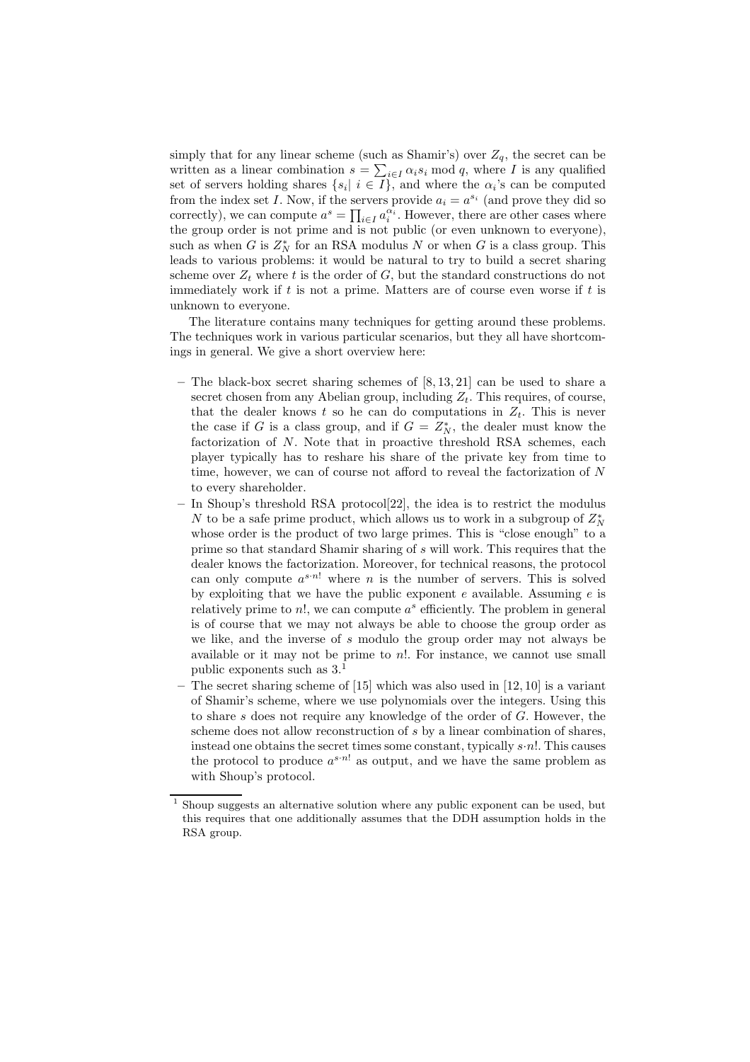simply that for any linear scheme (such as Shamir's) over $Z_q$, the secret can be written as a linear combination $s = \sum_{i \in I} \alpha_i s_i \bmod q$, where $I$ is any qualified set of servers holding shares $\{s_i | \ i \in I\}$, and where the $\alpha_i$'s can be computed from the index set $I$. Now, if the servers provide $a_i = a^{s_i}$ (and prove they did so correctly), we can compute $a^s = \prod_{i \in I} a_i^{\alpha_i}$. However, there are other cases where the group order is not prime and is not public (or even unknown to everyone), such as when $G$ is $Z_N^*$ for an RSA modulus $N$ or when $G$ is a class group. This leads to various problems: it would be natural to try to build a secret sharing scheme over $Z_t$ where $t$ is the order of $G$, but the standard constructions do not immediately work if $t$ is not a prime. Matters are of course even worse if $t$ is unknown to everyone.

The literature contains many techniques for getting around these problems. The techniques work in various particular scenarios, but they all have shortcomings in general. We give a short overview here:

- The black-box secret sharing schemes of [8, 13, 21] can be used to share a secret chosen from any Abelian group, including $Z_t$. This requires, of course, that the dealer knows $t$ so he can do computations in $Z_t$. This is never the case if $G$ is a class group, and if $G = Z_N^*$, the dealer must know the factorization of $N$. Note that in proactive threshold RSA schemes, each player typically has to reshare his share of the private key from time to time, however, we can of course not afford to reveal the factorization of $N$ to every shareholder.
- In Shoup's threshold RSA protocol[22], the idea is to restrict the modulus $N$ to be a safe prime product, which allows us to work in a subgroup of $Z_N^*$ whose order is the product of two large primes. This is "close enough" to a prime so that standard Shamir sharing of $s$ will work. This requires that the dealer knows the factorization. Moreover, for technical reasons, the protocol can only compute $a^{s \cdot n!}$ where $n$ is the number of servers. This is solved by exploiting that we have the public exponent $e$ available. Assuming $e$ is relatively prime to $n!$, we can compute $a^s$ efficiently. The problem in general is of course that we may not always be able to choose the group order as we like, and the inverse of $s$ modulo the group order may not always be available or it may not be prime to $n!$. For instance, we cannot use small public exponents such as 3.[1]
- The secret sharing scheme of [15] which was also used in [12, 10] is a variant of Shamir's scheme, where we use polynomials over the integers. Using this to share $s$ does not require any knowledge of the order of $G$. However, the scheme does not allow reconstruction of $s$ by a linear combination of shares, instead one obtains the secret times some constant, typically $s \cdot n!$. This causes the protocol to produce $a^{s \cdot n!}$ as output, and we have the same problem as with Shoup's protocol.

[1] Shoup suggests an alternative solution where any public exponent can be used, but this requires that one additionally assumes that the DDH assumption holds in the RSA group.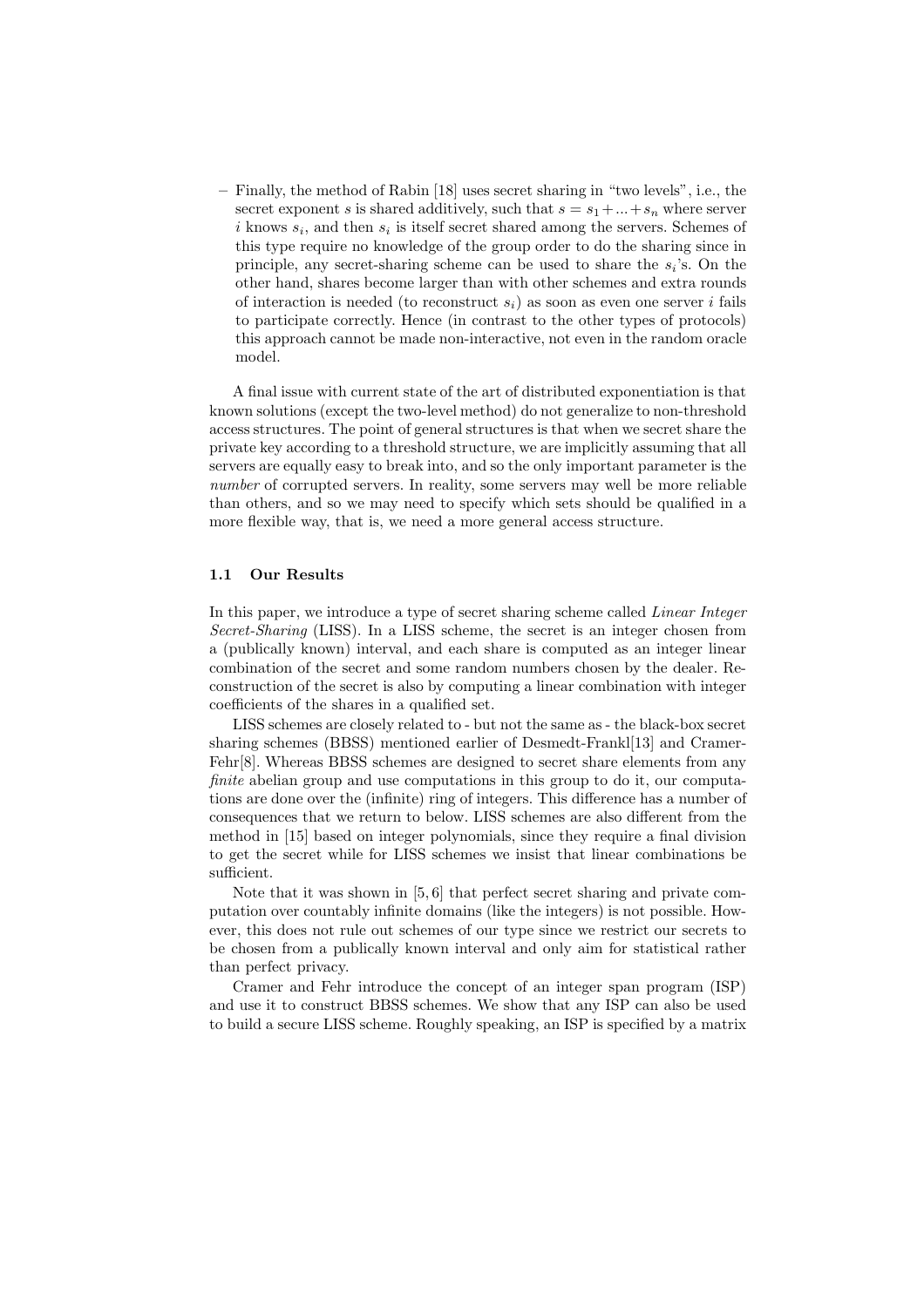- Finally, the method of Rabin [18] uses secret sharing in "two levels", i.e., the secret exponent $s$ is shared additively, such that $s = s_1 + ... + s_n$ where server $i$ knows $s_i$, and then $s_i$ is itself secret shared among the servers. Schemes of this type require no knowledge of the group order to do the sharing since in principle, any secret-sharing scheme can be used to share the $s_i$'s. On the other hand, shares become larger than with other schemes and extra rounds of interaction is needed (to reconstruct $s_i$) as soon as even one server $i$ fails to participate correctly. Hence (in contrast to the other types of protocols) this approach cannot be made non-interactive, not even in the random oracle model.

A final issue with current state of the art of distributed exponentiation is that known solutions (except the two-level method) do not generalize to non-threshold access structures. The point of general structures is that when we secret share the private key according to a threshold structure, we are implicitly assuming that all servers are equally easy to break into, and so the only important parameter is the *number* of corrupted servers. In reality, some servers may well be more reliable than others, and so we may need to specify which sets should be qualified in a more flexible way, that is, we need a more general access structure.

### 1.1 Our Results

In this paper, we introduce a type of secret sharing scheme called *Linear Integer Secret-Sharing* (LISS). In a LISS scheme, the secret is an integer chosen from a (publically known) interval, and each share is computed as an integer linear combination of the secret and some random numbers chosen by the dealer. Reconstruction of the secret is also by computing a linear combination with integer coefficients of the shares in a qualified set.

LISS schemes are closely related to - but not the same as - the black-box secret sharing schemes (BBSS) mentioned earlier of Desmedt-Frankl[13] and Cramer-Fehr[8]. Whereas BBSS schemes are designed to secret share elements from any *finite* abelian group and use computations in this group to do it, our computations are done over the (infinite) ring of integers. This difference has a number of consequences that we return to below. LISS schemes are also different from the method in [15] based on integer polynomials, since they require a final division to get the secret while for LISS schemes we insist that linear combinations be sufficient.

Note that it was shown in [5, 6] that perfect secret sharing and private computation over countably infinite domains (like the integers) is not possible. However, this does not rule out schemes of our type since we restrict our secrets to be chosen from a publically known interval and only aim for statistical rather than perfect privacy.

Cramer and Fehr introduce the concept of an integer span program (ISP) and use it to construct BBSS schemes. We show that any ISP can also be used to build a secure LISS scheme. Roughly speaking, an ISP is specified by a matrix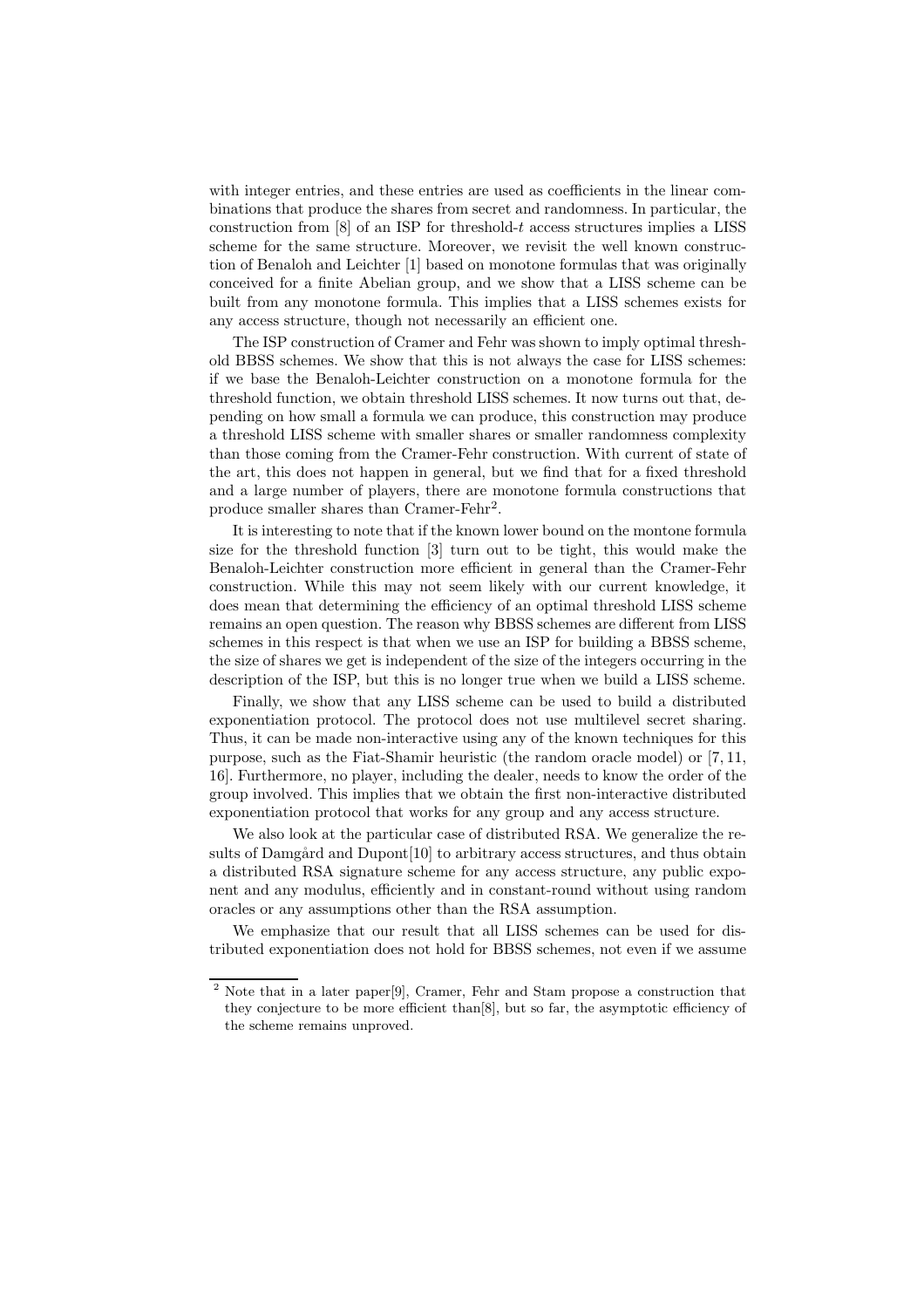with integer entries, and these entries are used as coefficients in the linear combinations that produce the shares from secret and randomness. In particular, the construction from [8] of an ISP for threshold-$t$ access structures implies a LISS scheme for the same structure. Moreover, we revisit the well known construction of Benaloh and Leichter [1] based on monotone formulas that was originally conceived for a finite Abelian group, and we show that a LISS scheme can be built from any monotone formula. This implies that a LISS schemes exists for any access structure, though not necessarily an efficient one.

The ISP construction of Cramer and Fehr was shown to imply optimal threshold BBSS schemes. We show that this is not always the case for LISS schemes: if we base the Benaloh-Leichter construction on a monotone formula for the threshold function, we obtain threshold LISS schemes. It now turns out that, depending on how small a formula we can produce, this construction may produce a threshold LISS scheme with smaller shares or smaller randomness complexity than those coming from the Cramer-Fehr construction. With current of state of the art, this does not happen in general, but we find that for a fixed threshold and a large number of players, there are monotone formula constructions that produce smaller shares than Cramer-Fehr[2].

It is interesting to note that if the known lower bound on the montone formula size for the threshold function [3] turn out to be tight, this would make the Benaloh-Leichter construction more efficient in general than the Cramer-Fehr construction. While this may not seem likely with our current knowledge, it does mean that determining the efficiency of an optimal threshold LISS scheme remains an open question. The reason why BBSS schemes are different from LISS schemes in this respect is that when we use an ISP for building a BBSS scheme, the size of shares we get is independent of the size of the integers occurring in the description of the ISP, but this is no longer true when we build a LISS scheme.

Finally, we show that any LISS scheme can be used to build a distributed exponentiation protocol. The protocol does not use multilevel secret sharing. Thus, it can be made non-interactive using any of the known techniques for this purpose, such as the Fiat-Shamir heuristic (the random oracle model) or [7, 11, 16]. Furthermore, no player, including the dealer, needs to know the order of the group involved. This implies that we obtain the first non-interactive distributed exponentiation protocol that works for any group and any access structure.

We also look at the particular case of distributed RSA. We generalize the results of Damgård and Dupont[10] to arbitrary access structures, and thus obtain a distributed RSA signature scheme for any access structure, any public exponent and any modulus, efficiently and in constant-round without using random oracles or any assumptions other than the RSA assumption.

We emphasize that our result that all LISS schemes can be used for distributed exponentiation does not hold for BBSS schemes, not even if we assume

[2] Note that in a later paper[9], Cramer, Fehr and Stam propose a construction that they conjecture to be more efficient than[8], but so far, the asymptotic efficiency of the scheme remains unproved.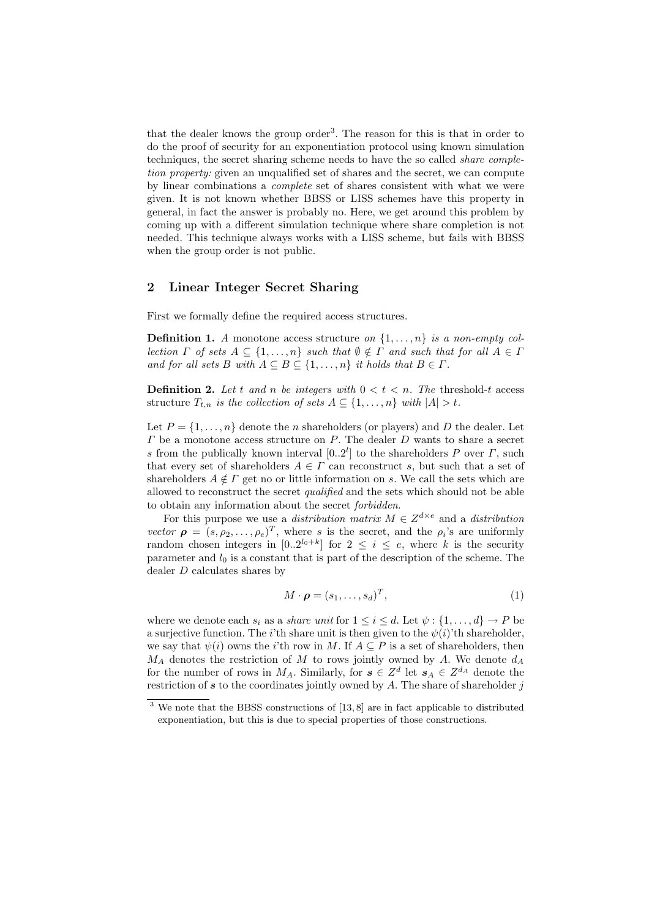that the dealer knows the group order[3]. The reason for this is that in order to do the proof of security for an exponentiation protocol using known simulation techniques, the secret sharing scheme needs to have the so called *share completion property:* given an unqualified set of shares and the secret, we can compute by linear combinations a *complete* set of shares consistent with what we were given. It is not known whether BBSS or LISS schemes have this property in general, in fact the answer is probably no. Here, we get around this problem by coming up with a different simulation technique where share completion is not needed. This technique always works with a LISS scheme, but fails with BBSS when the group order is not public.

## 2 Linear Integer Secret Sharing

First we formally define the required access structures.

**Definition 1.** *A* monotone access structure *on $\{1, \ldots, n\}$ is a non-empty collection $\Gamma$ of sets $A \subseteq \{1, \ldots, n\}$ such that $\emptyset \notin \Gamma$ and such that for all $A \in \Gamma$ and for all sets $B$ with $A \subseteq B \subseteq \{1, \ldots, n\}$ it holds that $B \in \Gamma$.*

**Definition 2.** *Let $t$ and $n$ be integers with $0 < t < n$. The* threshold-$t$ access structure *$T_{t,n}$ is the collection of sets $A \subseteq \{1, \ldots, n\}$ with $|A| > t$.*

Let $P = \{1, \ldots, n\}$ denote the $n$ shareholders (or players) and $D$ the dealer. Let $\Gamma$ be a monotone access structure on $P$. The dealer $D$ wants to share a secret $s$ from the publically known interval $[0..2^l]$ to the shareholders $P$ over $\Gamma$, such that every set of shareholders $A \in \Gamma$ can reconstruct $s$, but such that a set of shareholders $A \notin \Gamma$ get no or little information on $s$. We call the sets which are allowed to reconstruct the secret *qualified* and the sets which should not be able to obtain any information about the secret *forbidden*.

For this purpose we use a *distribution matrix* $M \in Z^{d \times e}$ and a *distribution vector* $\boldsymbol{\rho} = (s, \rho_2, \ldots, \rho_e)^T$, where $s$ is the secret, and the $\rho_i$'s are uniformly random chosen integers in $[0..2^{l_0+k}]$ for $2 \leq i \leq e$, where $k$ is the security parameter and $l_0$ is a constant that is part of the description of the scheme. The dealer $D$ calculates shares by

$$M \cdot \boldsymbol{\rho} = (s_1, \ldots, s_d)^T, \tag{1}$$

where we denote each $s_i$ as a *share unit* for $1 \leq i \leq d$. Let $\psi : \{1, \ldots, d\} \to P$ be a surjective function. The $i$'th share unit is then given to the $\psi(i)$'th shareholder, we say that $\psi(i)$ owns the $i$'th row in $M$. If $A \subseteq P$ is a set of shareholders, then $M_A$ denotes the restriction of $M$ to rows jointly owned by $A$. We denote $d_A$ for the number of rows in $M_A$. Similarly, for $\boldsymbol{s} \in Z^d$ let $\boldsymbol{s}_A \in Z^{d_A}$ denote the restriction of $\boldsymbol{s}$ to the coordinates jointly owned by $A$. The share of shareholder $j$

[3] We note that the BBSS constructions of [13, 8] are in fact applicable to distributed exponentiation, but this is due to special properties of those constructions.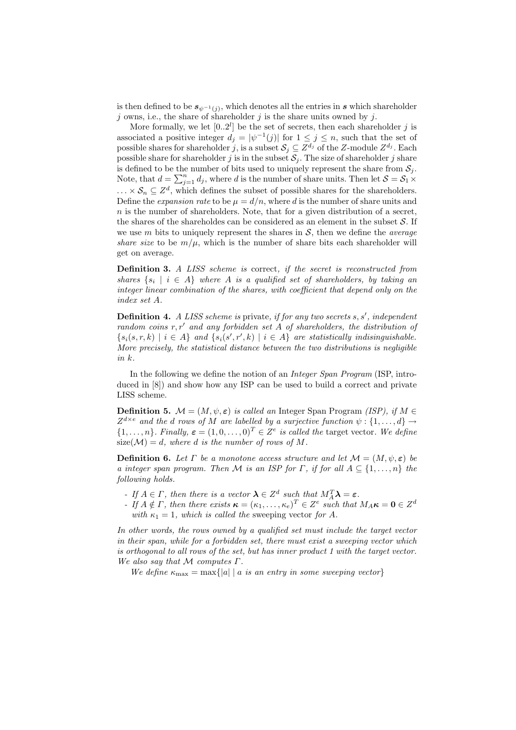is then defined to be $\mathbf{s}_{\psi^{-1}(j)}$, which denotes all the entries in $\mathbf{s}$ which shareholder $j$ owns, i.e., the share of shareholder $j$ is the share units owned by $j$.

More formally, we let $[0..2^l]$ be the set of secrets, then each shareholder $j$ is associated a positive integer $d_j = |\psi^{-1}(j)|$ for $1 \leq j \leq n$, such that the set of possible shares for shareholder $j$, is a subset $\mathcal{S}_j \subseteq Z^{d_j}$ of the $Z$-module $Z^{d_j}$. Each possible share for shareholder $j$ is in the subset $\mathcal{S}_j$. The size of shareholder $j$ share is defined to be the number of bits used to uniquely represent the share from $\mathcal{S}_j$. Note, that $d = \sum_{j=1}^{n} d_j$, where $d$ is the number of share units. Then let $\mathcal{S} = \mathcal{S}_1 \times \ldots \times \mathcal{S}_n \subseteq Z^d$, which defines the subset of possible shares for the shareholders. Define the *expansion rate* to be $\mu = d/n$, where $d$ is the number of share units and $n$ is the number of shareholders. Note, that for a given distribution of a secret, the shares of the shareholdes can be considered as an element in the subset $\mathcal{S}$. If we use $m$ bits to uniquely represent the shares in $\mathcal{S}$, then we define the *average share size* to be $m/\mu$, which is the number of share bits each shareholder will get on average.

**Definition 3.** *A LISS scheme is* correct, *if the secret is reconstructed from shares $\{s_i \mid i \in A\}$ where $A$ is a qualified set of shareholders, by taking an integer linear combination of the shares, with coefficient that depend only on the index set $A$.*

**Definition 4.** *A LISS scheme is* private, *if for any two secrets $s, s'$, independent random coins $r, r'$ and any forbidden set $A$ of shareholders, the distribution of $\{s_i(s, r, k) \mid i \in A\}$ and $\{s_i(s', r', k) \mid i \in A\}$ are statistically indisinguishable. More precisely, the statistical distance between the two distributions is negligible in $k$.*

In the following we define the notion of an *Integer Span Program* (ISP, introduced in [8]) and show how any ISP can be used to build a correct and private LISS scheme.

**Definition 5.** *$\mathcal{M} = (M, \psi, \boldsymbol{\varepsilon})$ is called an* Integer Span Program *(ISP), if $M \in Z^{d \times e}$ and the $d$ rows of $M$ are labelled by a surjective function $\psi : \{1, \ldots, d\} \rightarrow \{1, \ldots, n\}$. Finally, $\boldsymbol{\varepsilon} = (1, 0, \ldots, 0)^T \in Z^e$ is called the* target vector. *We define $\mathrm{size}(\mathcal{M}) = d$, where $d$ is the number of rows of $M$.*

**Definition 6.** *Let $\Gamma$ be a monotone access structure and let $\mathcal{M} = (M, \psi, \boldsymbol{\varepsilon})$ be a integer span program. Then $\mathcal{M}$ is an ISP for $\Gamma$, if for all $A \subseteq \{1, \ldots, n\}$ the following holds.*

- *If $A \in \Gamma$, then there is a vector $\boldsymbol{\lambda} \in Z^d$ such that $M_A^T \boldsymbol{\lambda} = \boldsymbol{\varepsilon}$.*
- *If $A \notin \Gamma$, then there exists $\boldsymbol{\kappa} = (\kappa_1, \ldots, \kappa_e)^T \in Z^e$ such that $M_A \boldsymbol{\kappa} = \mathbf{0} \in Z^d$ with $\kappa_1 = 1$, which is called the* sweeping vector *for $A$.*

*In other words, the rows owned by a qualified set must include the target vector in their span, while for a forbidden set, there must exist a sweeping vector which is orthogonal to all rows of the set, but has inner product 1 with the target vector. We also say that $\mathcal{M}$ computes $\Gamma$.*

*We define $\kappa_{\max} = \max\{|a| \mid a \text{ is an entry in some sweeping vector}\}$*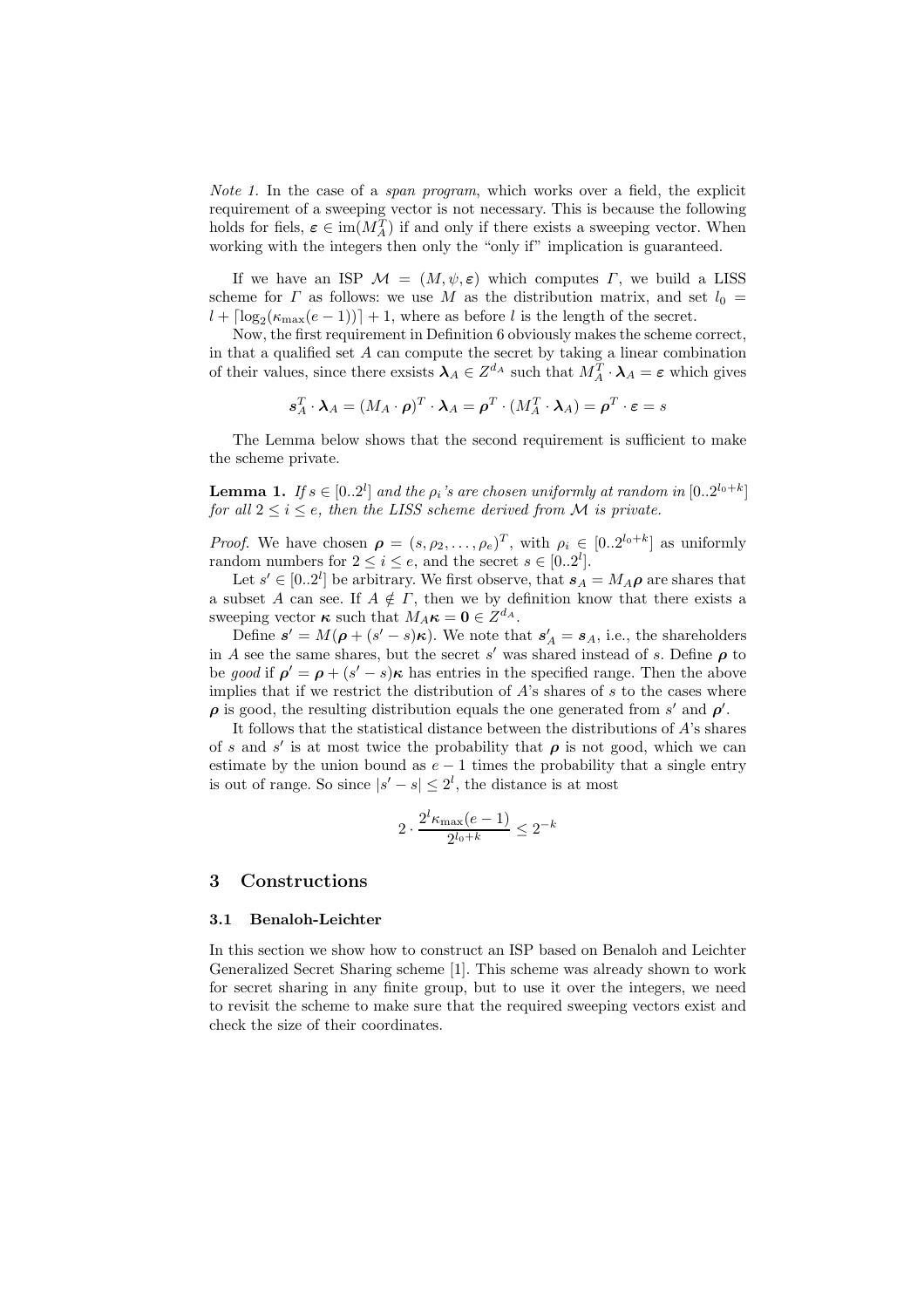*Note 1.* In the case of a *span program*, which works over a field, the explicit requirement of a sweeping vector is not necessary. This is because the following holds for fiels, $\boldsymbol{\varepsilon} \in \text{im}(M_A^T)$ if and only if there exists a sweeping vector. When working with the integers then only the "only if" implication is guaranteed.

If we have an ISP $\mathcal{M} = (M, \psi, \boldsymbol{\varepsilon})$ which computes $\Gamma$, we build a LISS scheme for $\Gamma$ as follows: we use $M$ as the distribution matrix, and set $l_0 = l + \lceil \log_2(\kappa_{\max}(e-1)) \rceil + 1$, where as before $l$ is the length of the secret.

Now, the first requirement in Definition 6 obviously makes the scheme correct, in that a qualified set $A$ can compute the secret by taking a linear combination of their values, since there exsists $\boldsymbol{\lambda}_A \in Z^{d_A}$ such that $M_A^T \cdot \boldsymbol{\lambda}_A = \boldsymbol{\varepsilon}$ which gives

$$\boldsymbol{s}_A^T \cdot \boldsymbol{\lambda}_A = (M_A \cdot \boldsymbol{\rho})^T \cdot \boldsymbol{\lambda}_A = \boldsymbol{\rho}^T \cdot (M_A^T \cdot \boldsymbol{\lambda}_A) = \boldsymbol{\rho}^T \cdot \boldsymbol{\varepsilon} = s$$

The Lemma below shows that the second requirement is sufficient to make the scheme private.

**Lemma 1.** *If $s \in [0..2^l]$ and the $\rho_i$'s are chosen uniformly at random in $[0..2^{l_0+k}]$ for all $2 \leq i \leq e$, then the LISS scheme derived from $\mathcal{M}$ is private.*

*Proof.* We have chosen $\boldsymbol{\rho} = (s, \rho_2, \ldots, \rho_e)^T$, with $\rho_i \in [0..2^{l_0+k}]$ as uniformly random numbers for $2 \leq i \leq e$, and the secret $s \in [0..2^l]$.

Let $s' \in [0..2^l]$ be arbitrary. We first observe, that $\boldsymbol{s}_A = M_A \boldsymbol{\rho}$ are shares that a subset $A$ can see. If $A \notin \Gamma$, then we by definition know that there exists a sweeping vector $\boldsymbol{\kappa}$ such that $M_A \boldsymbol{\kappa} = \mathbf{0} \in Z^{d_A}$.

Define $\boldsymbol{s}' = M(\boldsymbol{\rho} + (s' - s)\boldsymbol{\kappa})$. We note that $\boldsymbol{s}'_A = \boldsymbol{s}_A$, i.e., the shareholders in $A$ see the same shares, but the secret $s'$ was shared instead of $s$. Define $\boldsymbol{\rho}$ to be *good* if $\boldsymbol{\rho}' = \boldsymbol{\rho} + (s' - s)\boldsymbol{\kappa}$ has entries in the specified range. Then the above implies that if we restrict the distribution of $A$'s shares of $s$ to the cases where $\boldsymbol{\rho}$ is good, the resulting distribution equals the one generated from $s'$ and $\boldsymbol{\rho}'$.

It follows that the statistical distance between the distributions of $A$'s shares of $s$ and $s'$ is at most twice the probability that $\boldsymbol{\rho}$ is not good, which we can estimate by the union bound as $e - 1$ times the probability that a single entry is out of range. So since $|s' - s| \leq 2^l$, the distance is at most

$$2 \cdot \frac{2^l \kappa_{\max}(e-1)}{2^{l_0+k}} \leq 2^{-k}$$

## 3 Constructions

### 3.1 Benaloh-Leichter

In this section we show how to construct an ISP based on Benaloh and Leichter Generalized Secret Sharing scheme [1]. This scheme was already shown to work for secret sharing in any finite group, but to use it over the integers, we need to revisit the scheme to make sure that the required sweeping vectors exist and check the size of their coordinates.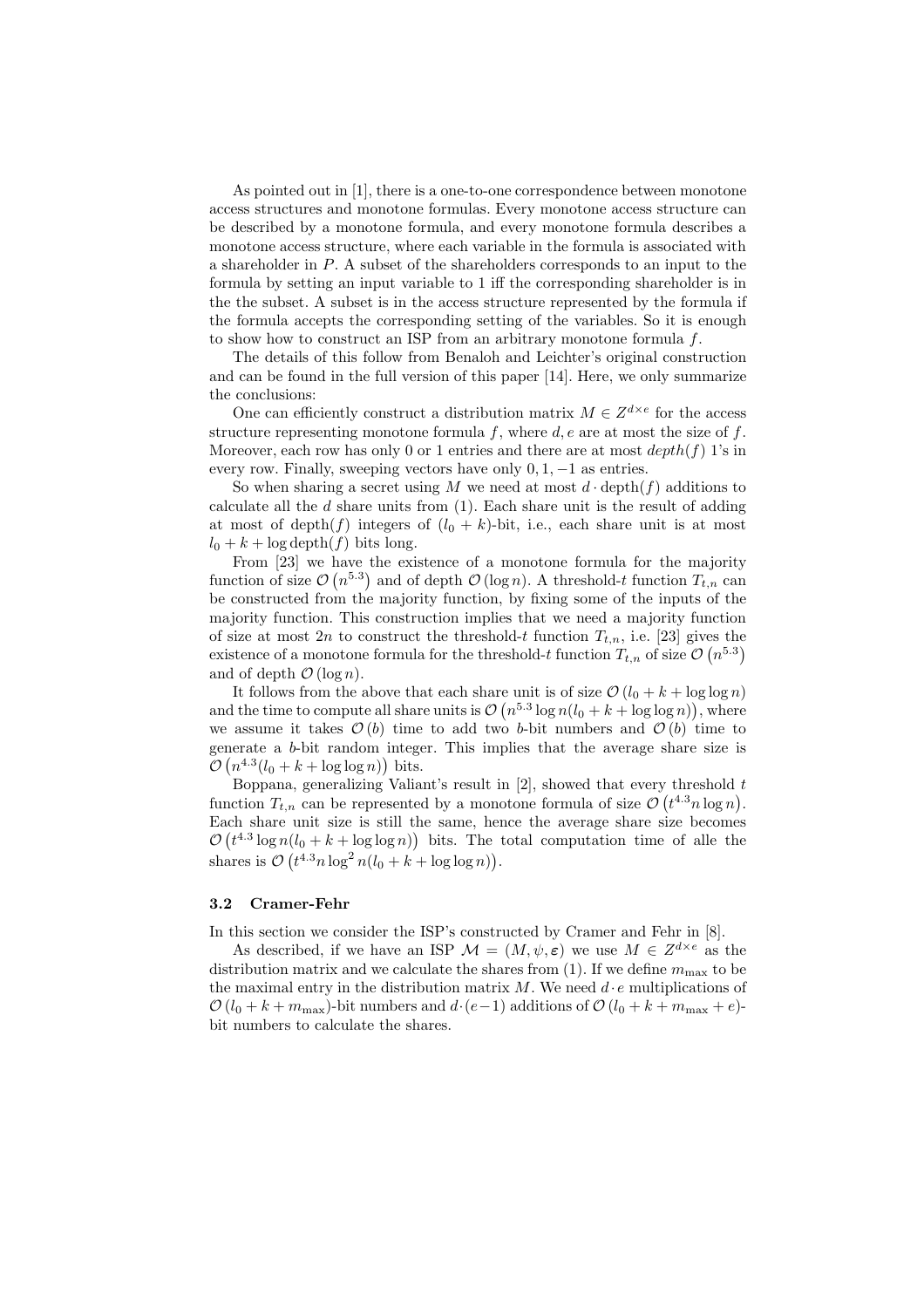As pointed out in [1], there is a one-to-one correspondence between monotone access structures and monotone formulas. Every monotone access structure can be described by a monotone formula, and every monotone formula describes a monotone access structure, where each variable in the formula is associated with a shareholder in $P$. A subset of the shareholders corresponds to an input to the formula by setting an input variable to 1 iff the corresponding shareholder is in the the subset. A subset is in the access structure represented by the formula if the formula accepts the corresponding setting of the variables. So it is enough to show how to construct an ISP from an arbitrary monotone formula $f$.

The details of this follow from Benaloh and Leichter's original construction and can be found in the full version of this paper [14]. Here, we only summarize the conclusions:

One can efficiently construct a distribution matrix $M \in Z^{d \times e}$ for the access structure representing monotone formula $f$, where $d, e$ are at most the size of $f$. Moreover, each row has only 0 or 1 entries and there are at most $depth(f)$ 1's in every row. Finally, sweeping vectors have only $0, 1, -1$ as entries.

So when sharing a secret using $M$ we need at most $d \cdot \text{depth}(f)$ additions to calculate all the $d$ share units from (1). Each share unit is the result of adding at most of depth($f$) integers of $(l_0 + k)$-bit, i.e., each share unit is at most $l_0 + k + \log \text{depth}(f)$ bits long.

From [23] we have the existence of a monotone formula for the majority function of size $\mathcal{O}\left(n^{5.3}\right)$ and of depth $\mathcal{O}\left(\log n\right)$. A threshold-$t$ function $T_{t,n}$ can be constructed from the majority function, by fixing some of the inputs of the majority function. This construction implies that we need a majority function of size at most $2n$ to construct the threshold-$t$ function $T_{t,n}$, i.e. [23] gives the existence of a monotone formula for the threshold-$t$ function $T_{t,n}$ of size $\mathcal{O}\left(n^{5.3}\right)$ and of depth $\mathcal{O}\left(\log n\right)$.

It follows from the above that each share unit is of size $\mathcal{O}\left(l_0 + k + \log\log n\right)$ and the time to compute all share units is $\mathcal{O}\left(n^{5.3} \log n (l_0 + k + \log\log n)\right)$, where we assume it takes $\mathcal{O}\left(b\right)$ time to add two $b$-bit numbers and $\mathcal{O}\left(b\right)$ time to generate a $b$-bit random integer. This implies that the average share size is $\mathcal{O}\left(n^{4.3}(l_0 + k + \log\log n)\right)$ bits.

Boppana, generalizing Valiant's result in [2], showed that every threshold $t$ function $T_{t,n}$ can be represented by a monotone formula of size $\mathcal{O}\left(t^{4.3} n \log n\right)$. Each share unit size is still the same, hence the average share size becomes $\mathcal{O}\left(t^{4.3} \log n (l_0 + k + \log\log n)\right)$ bits. The total computation time of alle the shares is $\mathcal{O}\left(t^{4.3} n \log^2 n (l_0 + k + \log\log n)\right)$.

### 3.2 Cramer-Fehr

In this section we consider the ISP's constructed by Cramer and Fehr in [8].

As described, if we have an ISP $\mathcal{M} = (M, \psi, \boldsymbol{\varepsilon})$ we use $M \in Z^{d \times e}$ as the distribution matrix and we calculate the shares from (1). If we define $m_{\max}$ to be the maximal entry in the distribution matrix $M$. We need $d \cdot e$ multiplications of $\mathcal{O}\left(l_0 + k + m_{\max}\right)$-bit numbers and $d \cdot (e-1)$ additions of $\mathcal{O}\left(l_0 + k + m_{\max} + e\right)$-bit numbers to calculate the shares.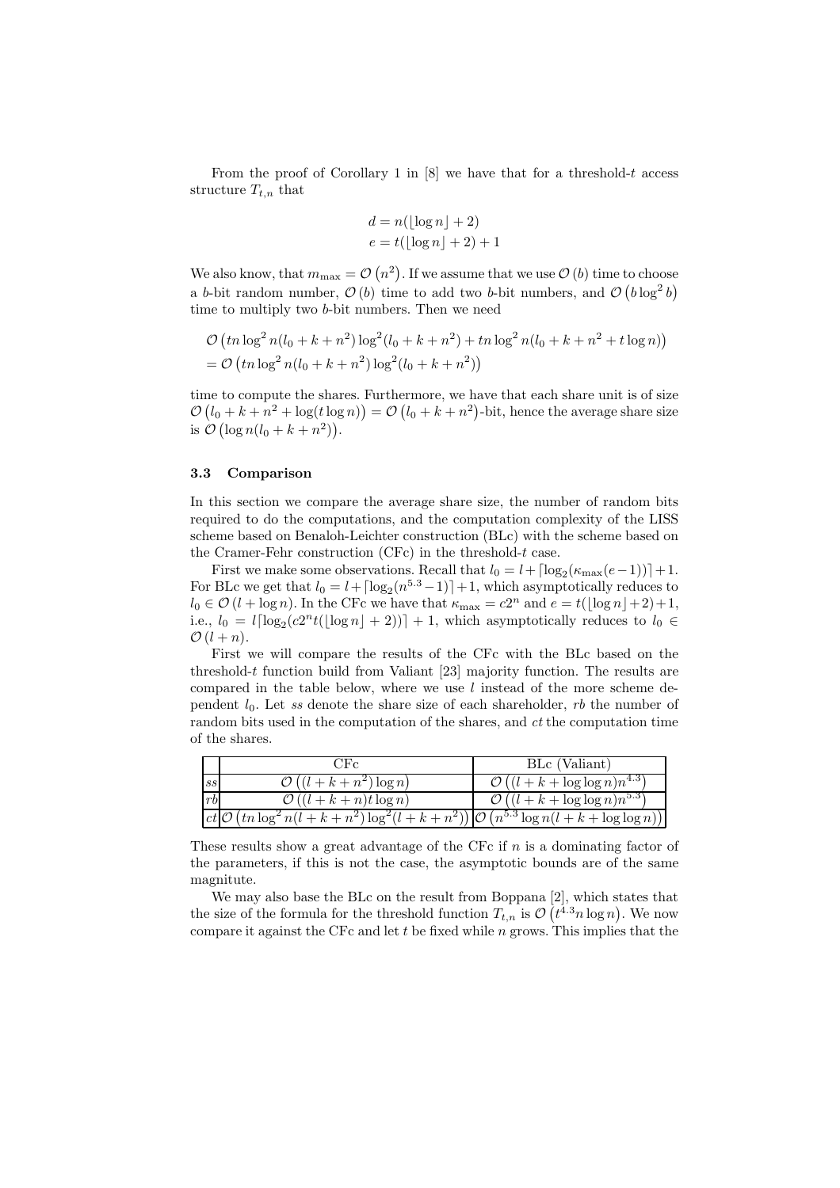From the proof of Corollary 1 in [8] we have that for a threshold-$t$ access structure $T_{t,n}$ that

$$d = n(\lfloor \log n \rfloor + 2)$$
$$e = t(\lfloor \log n \rfloor + 2) + 1$$

We also know, that $m_{\max} = \mathcal{O}\left(n^2\right)$. If we assume that we use $\mathcal{O}\left(b\right)$ time to choose a $b$-bit random number, $\mathcal{O}\left(b\right)$ time to add two $b$-bit numbers, and $\mathcal{O}\left(b \log^2 b\right)$ time to multiply two $b$-bit numbers. Then we need

$$\begin{aligned}
&\mathcal{O}\left(tn \log^2 n(l_0 + k + n^2)\log^2(l_0 + k + n^2) + tn \log^2 n(l_0 + k + n^2 + t \log n)\right) \\
&= \mathcal{O}\left(tn \log^2 n(l_0 + k + n^2)\log^2(l_0 + k + n^2)\right)
\end{aligned}$$

time to compute the shares. Furthermore, we have that each share unit is of size $\mathcal{O}\left(l_0 + k + n^2 + \log(t \log n)\right) = \mathcal{O}\left(l_0 + k + n^2\right)$-bit, hence the average share size is $\mathcal{O}\left(\log n(l_0 + k + n^2)\right)$.

### 3.3 Comparison

In this section we compare the average share size, the number of random bits required to do the computations, and the computation complexity of the LISS scheme based on Benaloh-Leichter construction (BLc) with the scheme based on the Cramer-Fehr construction (CFc) in the threshold-$t$ case.

First we make some observations. Recall that $l_0 = l + \lceil \log_2(\kappa_{\max}(e-1)) \rceil + 1$. For BLc we get that $l_0 = l + \lceil \log_2(n^{5.3} - 1) \rceil + 1$, which asymptotically reduces to $l_0 \in \mathcal{O}\left(l + \log n\right)$. In the CFc we have that $\kappa_{\max} = c2^n$ and $e = t(\lfloor \log n \rfloor + 2) + 1$, i.e., $l_0 = l \lceil \log_2(c2^n t(\lfloor \log n \rfloor + 2)) \rceil + 1$, which asymptotically reduces to $l_0 \in \mathcal{O}\left(l + n\right)$.

First we will compare the results of the CFc with the BLc based on the threshold-$t$ function build from Valiant [23] majority function. The results are compared in the table below, where we use $l$ instead of the more scheme dependent $l_0$. Let *ss* denote the share size of each shareholder, *rb* the number of random bits used in the computation of the shares, and *ct* the computation time of the shares.

| | CFc | BLc (Valiant) |
|---|---|---|
| *ss* | $\mathcal{O}\left((l + k + n^2)\log n\right)$ | $\mathcal{O}\left((l + k + \log\log n)n^{4.3}\right)$ |
| *rb* | $\mathcal{O}\left((l + k + n)t \log n\right)$ | $\mathcal{O}\left((l + k + \log\log n)n^{5.3}\right)$ |
| *ct* | $\mathcal{O}\left(tn \log^2 n(l + k + n^2)\log^2(l + k + n^2)\right)$ | $\mathcal{O}\left(n^{5.3} \log n(l + k + \log\log n)\right)$ |

These results show a great advantage of the CFc if $n$ is a dominating factor of the parameters, if this is not the case, the asymptotic bounds are of the same magnitute.

We may also base the BLc on the result from Boppana [2], which states that the size of the formula for the threshold function $T_{t,n}$ is $\mathcal{O}\left(t^{4.3} n \log n\right)$. We now compare it against the CFc and let $t$ be fixed while $n$ grows. This implies that the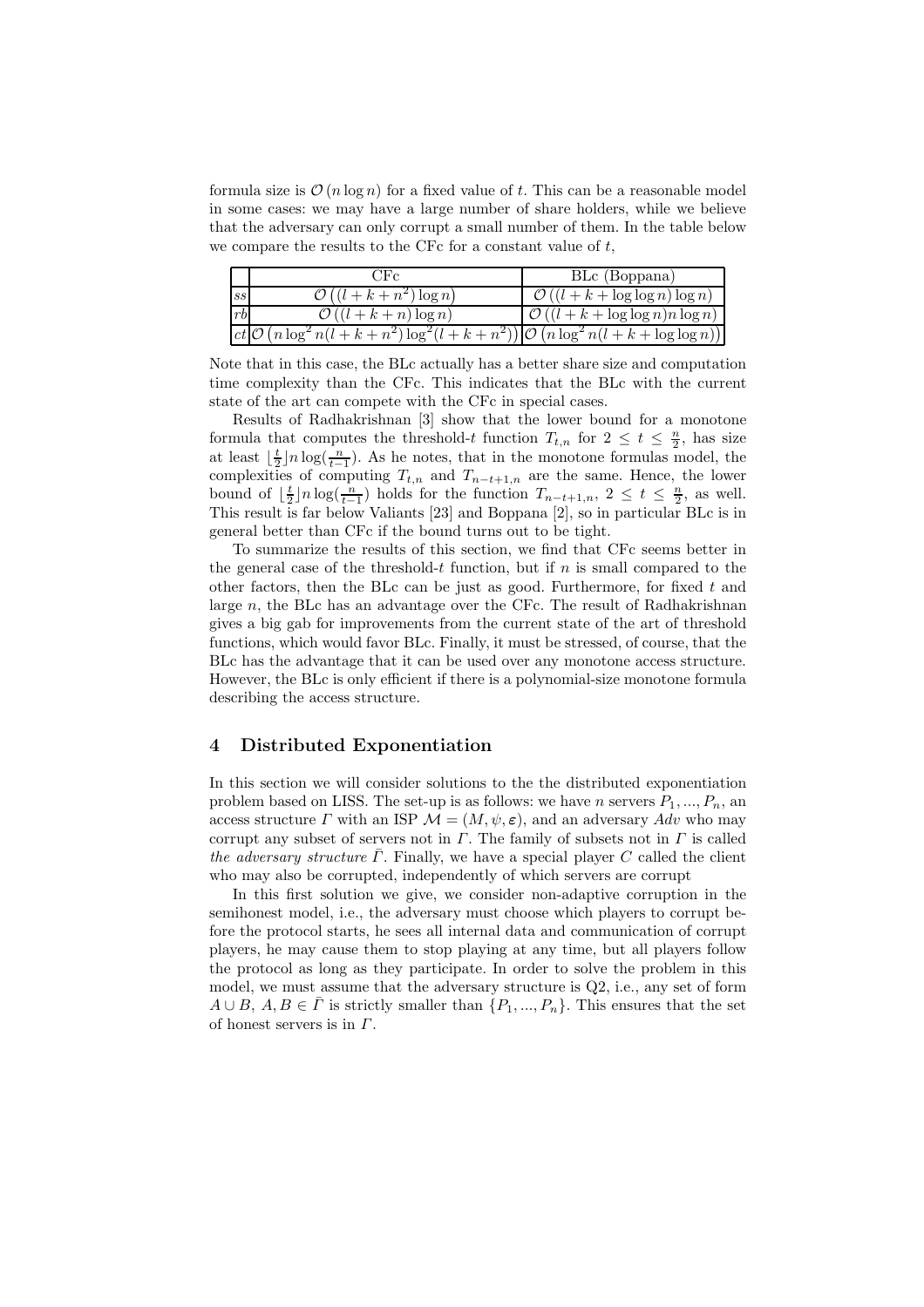formula size is $\mathcal{O}(n \log n)$ for a fixed value of $t$. This can be a reasonable model in some cases: we may have a large number of share holders, while we believe that the adversary can only corrupt a small number of them. In the table below we compare the results to the CFc for a constant value of $t$,

| | CFc | BLc (Boppana) |
|---|---|---|
| $ss$ | $\mathcal{O}\left((l+k+n^2)\log n\right)$ | $\mathcal{O}\left((l+k+\log\log n)\log n\right)$ |
| $rb$ | $\mathcal{O}\left((l+k+n)\log n\right)$ | $\mathcal{O}\left((l+k+\log\log n)n\log n\right)$ |
| $ct$ | $\mathcal{O}\left(n\log^2 n(l+k+n^2)\log^2(l+k+n^2)\right)$ | $\mathcal{O}\left(n\log^2 n(l+k+\log\log n)\right)$ |

Note that in this case, the BLc actually has a better share size and computation time complexity than the CFc. This indicates that the BLc with the current state of the art can compete with the CFc in special cases.

Results of Radhakrishnan [3] show that the lower bound for a monotone formula that computes the threshold-$t$ function $T_{t,n}$ for $2 \leq t \leq \frac{n}{2}$, has size at least $\lfloor \frac{t}{2} \rfloor n \log(\frac{n}{t-1})$. As he notes, that in the monotone formulas model, the complexities of computing $T_{t,n}$ and $T_{n-t+1,n}$ are the same. Hence, the lower bound of $\lfloor \frac{t}{2} \rfloor n \log(\frac{n}{t-1})$ holds for the function $T_{n-t+1,n}$, $2 \leq t \leq \frac{n}{2}$, as well. This result is far below Valiants [23] and Boppana [2], so in particular BLc is in general better than CFc if the bound turns out to be tight.

To summarize the results of this section, we find that CFc seems better in the general case of the threshold-$t$ function, but if $n$ is small compared to the other factors, then the BLc can be just as good. Furthermore, for fixed $t$ and large $n$, the BLc has an advantage over the CFc. The result of Radhakrishnan gives a big gab for improvements from the current state of the art of threshold functions, which would favor BLc. Finally, it must be stressed, of course, that the BLc has the advantage that it can be used over any monotone access structure. However, the BLc is only efficient if there is a polynomial-size monotone formula describing the access structure.

## 4 Distributed Exponentiation

In this section we will consider solutions to the the distributed exponentiation problem based on LISS. The set-up is as follows: we have $n$ servers $P_1, ..., P_n$, an access structure $\Gamma$ with an ISP $\mathcal{M} = (M, \psi, \varepsilon)$, and an adversary $Adv$ who may corrupt any subset of servers not in $\Gamma$. The family of subsets not in $\Gamma$ is called *the adversary structure* $\bar{\Gamma}$. Finally, we have a special player $C$ called the client who may also be corrupted, independently of which servers are corrupt

In this first solution we give, we consider non-adaptive corruption in the semihonest model, i.e., the adversary must choose which players to corrupt before the protocol starts, he sees all internal data and communication of corrupt players, he may cause them to stop playing at any time, but all players follow the protocol as long as they participate. In order to solve the problem in this model, we must assume that the adversary structure is Q2, i.e., any set of form $A \cup B$, $A, B \in \bar{\Gamma}$ is strictly smaller than $\{P_1, ..., P_n\}$. This ensures that the set of honest servers is in $\Gamma$.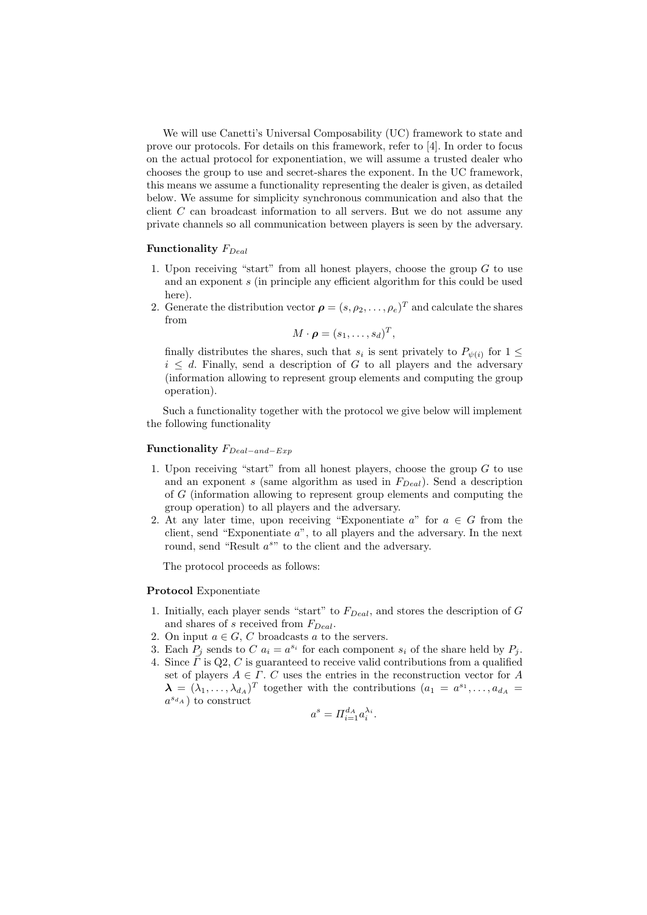We will use Canetti's Universal Composability (UC) framework to state and prove our protocols. For details on this framework, refer to [4]. In order to focus on the actual protocol for exponentiation, we will assume a trusted dealer who chooses the group to use and secret-shares the exponent. In the UC framework, this means we assume a functionality representing the dealer is given, as detailed below. We assume for simplicity synchronous communication and also that the client $C$ can broadcast information to all servers. But we do not assume any private channels so all communication between players is seen by the adversary.

**Functionality** $F_{Deal}$

1. Upon receiving "start" from all honest players, choose the group $G$ to use and an exponent $s$ (in principle any efficient algorithm for this could be used here).
2. Generate the distribution vector $\boldsymbol{\rho} = (s, \rho_2, \ldots, \rho_e)^T$ and calculate the shares from
$$M \cdot \boldsymbol{\rho} = (s_1, \ldots, s_d)^T,$$
finally distributes the shares, such that $s_i$ is sent privately to $P_{\psi(i)}$ for $1 \leq i \leq d$. Finally, send a description of $G$ to all players and the adversary (information allowing to represent group elements and computing the group operation).

Such a functionality together with the protocol we give below will implement the following functionality

**Functionality** $F_{Deal-and-Exp}$

1. Upon receiving "start" from all honest players, choose the group $G$ to use and an exponent $s$ (same algorithm as used in $F_{Deal}$). Send a description of $G$ (information allowing to represent group elements and computing the group operation) to all players and the adversary.
2. At any later time, upon receiving "Exponentiate $a$" for $a \in G$ from the client, send "Exponentiate $a$", to all players and the adversary. In the next round, send "Result $a^s$" to the client and the adversary.

The protocol proceeds as follows:

**Protocol** Exponentiate

1. Initially, each player sends "start" to $F_{Deal}$, and stores the description of $G$ and shares of $s$ received from $F_{Deal}$.
2. On input $a \in G$, $C$ broadcasts $a$ to the servers.
3. Each $P_j$ sends to $C$ $a_i = a^{s_i}$ for each component $s_i$ of the share held by $P_j$.
4. Since $\Gamma$ is Q2, $C$ is guaranteed to receive valid contributions from a qualified set of players $A \in \Gamma$. $C$ uses the entries in the reconstruction vector for $A$ $\boldsymbol{\lambda} = (\lambda_1, \ldots, \lambda_{d_A})^T$ together with the contributions $(a_1 = a^{s_1}, \ldots, a_{d_A} = a^{s_{d_A}})$ to construct
$$a^s = \Pi_{i=1}^{d_A} a_i^{\lambda_i}.$$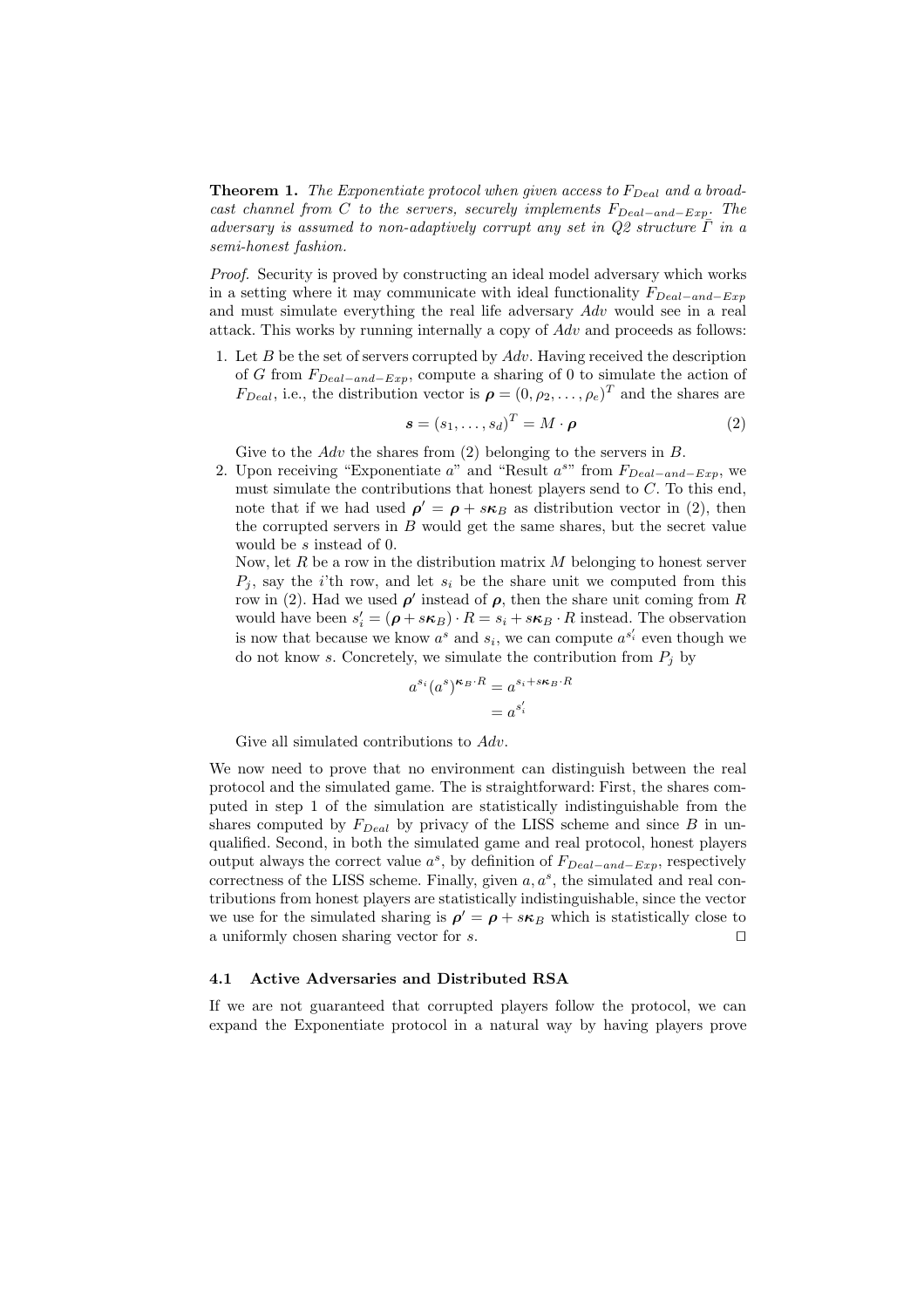**Theorem 1.** *The Exponentiate protocol when given access to $F_{Deal}$ and a broadcast channel from $C$ to the servers, securely implements $F_{Deal-and-Exp}$. The adversary is assumed to non-adaptively corrupt any set in Q2 structure $\Gamma$ in a semi-honest fashion.*

*Proof.* Security is proved by constructing an ideal model adversary which works in a setting where it may communicate with ideal functionality $F_{Deal-and-Exp}$ and must simulate everything the real life adversary $Adv$ would see in a real attack. This works by running internally a copy of $Adv$ and proceeds as follows:

1. Let $B$ be the set of servers corrupted by $Adv$. Having received the description of $G$ from $F_{Deal-and-Exp}$, compute a sharing of 0 to simulate the action of $F_{Deal}$, i.e., the distribution vector is $\boldsymbol{\rho} = (0, \rho_2, \ldots, \rho_e)^T$ and the shares are
$$\boldsymbol{s} = (s_1, \ldots, s_d)^T = M \cdot \boldsymbol{\rho} \tag{2}$$
Give to the $Adv$ the shares from (2) belonging to the servers in $B$.
2. Upon receiving "Exponentiate $a$" and "Result $a^s$" from $F_{Deal-and-Exp}$, we must simulate the contributions that honest players send to $C$. To this end, note that if we had used $\boldsymbol{\rho}' = \boldsymbol{\rho} + s\boldsymbol{\kappa}_B$ as distribution vector in (2), then the corrupted servers in $B$ would get the same shares, but the secret value would be $s$ instead of 0.
Now, let $R$ be a row in the distribution matrix $M$ belonging to honest server $P_j$, say the $i$'th row, and let $s_i$ be the share unit we computed from this row in (2). Had we used $\boldsymbol{\rho}'$ instead of $\boldsymbol{\rho}$, then the share unit coming from $R$ would have been $s_i' = (\boldsymbol{\rho} + s\boldsymbol{\kappa}_B) \cdot R = s_i + s\boldsymbol{\kappa}_B \cdot R$ instead. The observation is now that because we know $a^s$ and $s_i$, we can compute $a^{s_i'}$ even though we do not know $s$. Concretely, we simulate the contribution from $P_j$ by
$$\begin{aligned} a^{s_i}(a^s)^{\boldsymbol{\kappa}_B \cdot R} &= a^{s_i + s\boldsymbol{\kappa}_B \cdot R} \\ &= a^{s_i'} \end{aligned}$$
Give all simulated contributions to $Adv$.

We now need to prove that no environment can distinguish between the real protocol and the simulated game. The is straightforward: First, the shares computed in step 1 of the simulation are statistically indistinguishable from the shares computed by $F_{Deal}$ by privacy of the LISS scheme and since $B$ in unqualified. Second, in both the simulated game and real protocol, honest players output always the correct value $a^s$, by definition of $F_{Deal-and-Exp}$, respectively correctness of the LISS scheme. Finally, given $a, a^s$, the simulated and real contributions from honest players are statistically indistinguishable, since the vector we use for the simulated sharing is $\boldsymbol{\rho}' = \boldsymbol{\rho} + s\boldsymbol{\kappa}_B$ which is statistically close to a uniformly chosen sharing vector for $s$. □

### 4.1 Active Adversaries and Distributed RSA

If we are not guaranteed that corrupted players follow the protocol, we can expand the Exponentiate protocol in a natural way by having players prove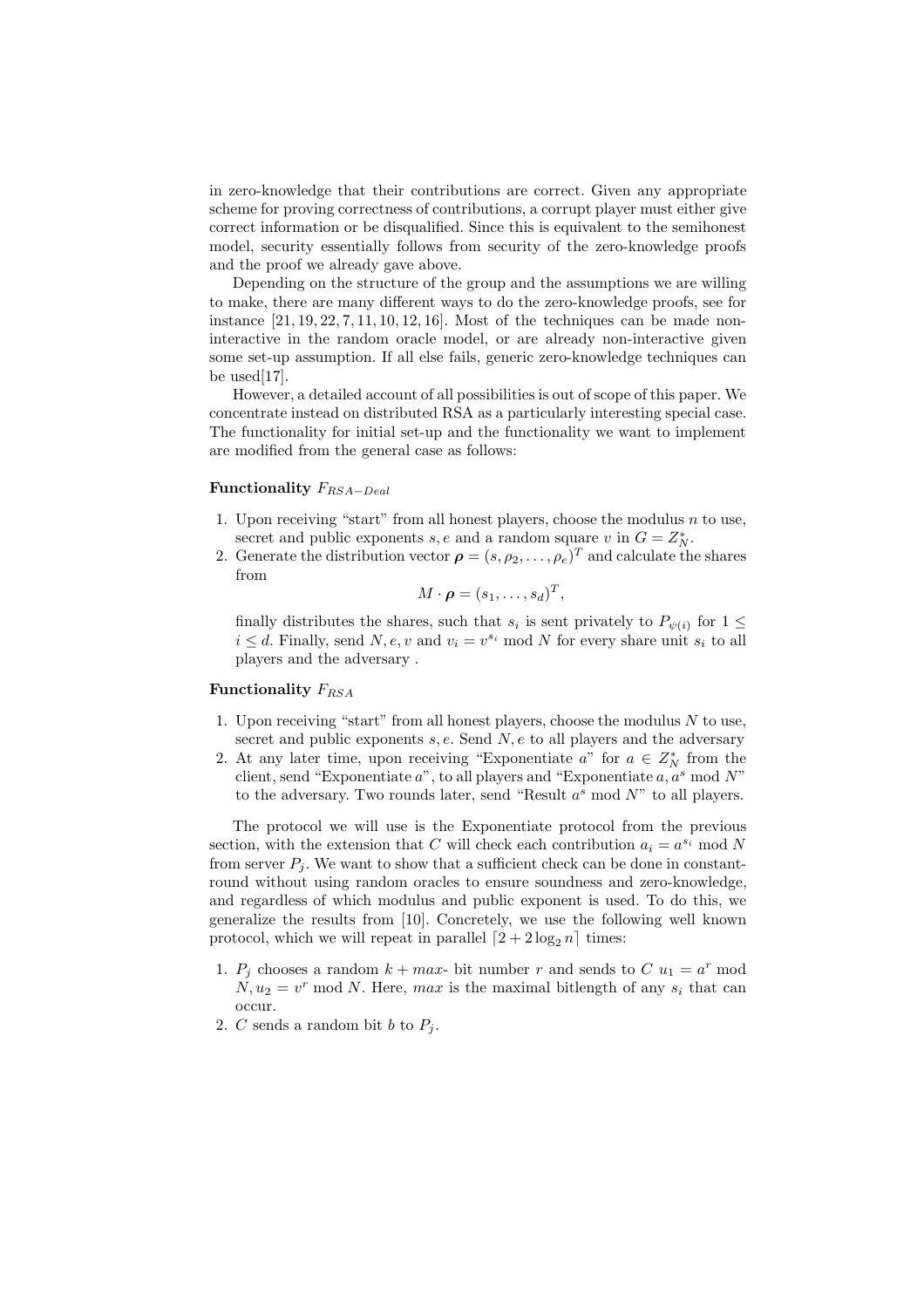in zero-knowledge that their contributions are correct. Given any appropriate scheme for proving correctness of contributions, a corrupt player must either give correct information or be disqualified. Since this is equivalent to the semihonest model, security essentially follows from security of the zero-knowledge proofs and the proof we already gave above.

Depending on the structure of the group and the assumptions we are willing to make, there are many different ways to do the zero-knowledge proofs, see for instance [21, 19, 22, 7, 11, 10, 12, 16]. Most of the techniques can be made non-interactive in the random oracle model, or are already non-interactive given some set-up assumption. If all else fails, generic zero-knowledge techniques can be used[17].

However, a detailed account of all possibilities is out of scope of this paper. We concentrate instead on distributed RSA as a particularly interesting special case. The functionality for initial set-up and the functionality we want to implement are modified from the general case as follows:

**Functionality** $F_{RSA-Deal}$

1. Upon receiving "start" from all honest players, choose the modulus $n$ to use, secret and public exponents $s, e$ and a random square $v$ in $G = Z_N^*$.
2. Generate the distribution vector $\boldsymbol{\rho} = (s, \rho_2, \ldots, \rho_e)^T$ and calculate the shares from

$$M \cdot \boldsymbol{\rho} = (s_1, \ldots, s_d)^T,$$

finally distributes the shares, such that $s_i$ is sent privately to $P_{\psi(i)}$ for $1 \leq i \leq d$. Finally, send $N, e, v$ and $v_i = v^{s_i} \bmod N$ for every share unit $s_i$ to all players and the adversary .

**Functionality** $F_{RSA}$

1. Upon receiving "start" from all honest players, choose the modulus $N$ to use, secret and public exponents $s, e$. Send $N, e$ to all players and the adversary
2. At any later time, upon receiving "Exponentiate $a$" for $a \in Z_N^*$ from the client, send "Exponentiate $a$", to all players and "Exponentiate $a, a^s \bmod N$" to the adversary. Two rounds later, send "Result $a^s \bmod N$" to all players.

The protocol we will use is the Exponentiate protocol from the previous section, with the extension that $C$ will check each contribution $a_i = a^{s_i} \bmod N$ from server $P_j$. We want to show that a sufficient check can be done in constant-round without using random oracles to ensure soundness and zero-knowledge, and regardless of which modulus and public exponent is used. To do this, we generalize the results from [10]. Concretely, we use the following well known protocol, which we will repeat in parallel $\lceil 2 + 2\log_2 n \rceil$ times:

1. $P_j$ chooses a random $k + max$- bit number $r$ and sends to $C$ $u_1 = a^r \bmod N, u_2 = v^r \bmod N$. Here, $max$ is the maximal bitlength of any $s_i$ that can occur.
2. $C$ sends a random bit $b$ to $P_j$.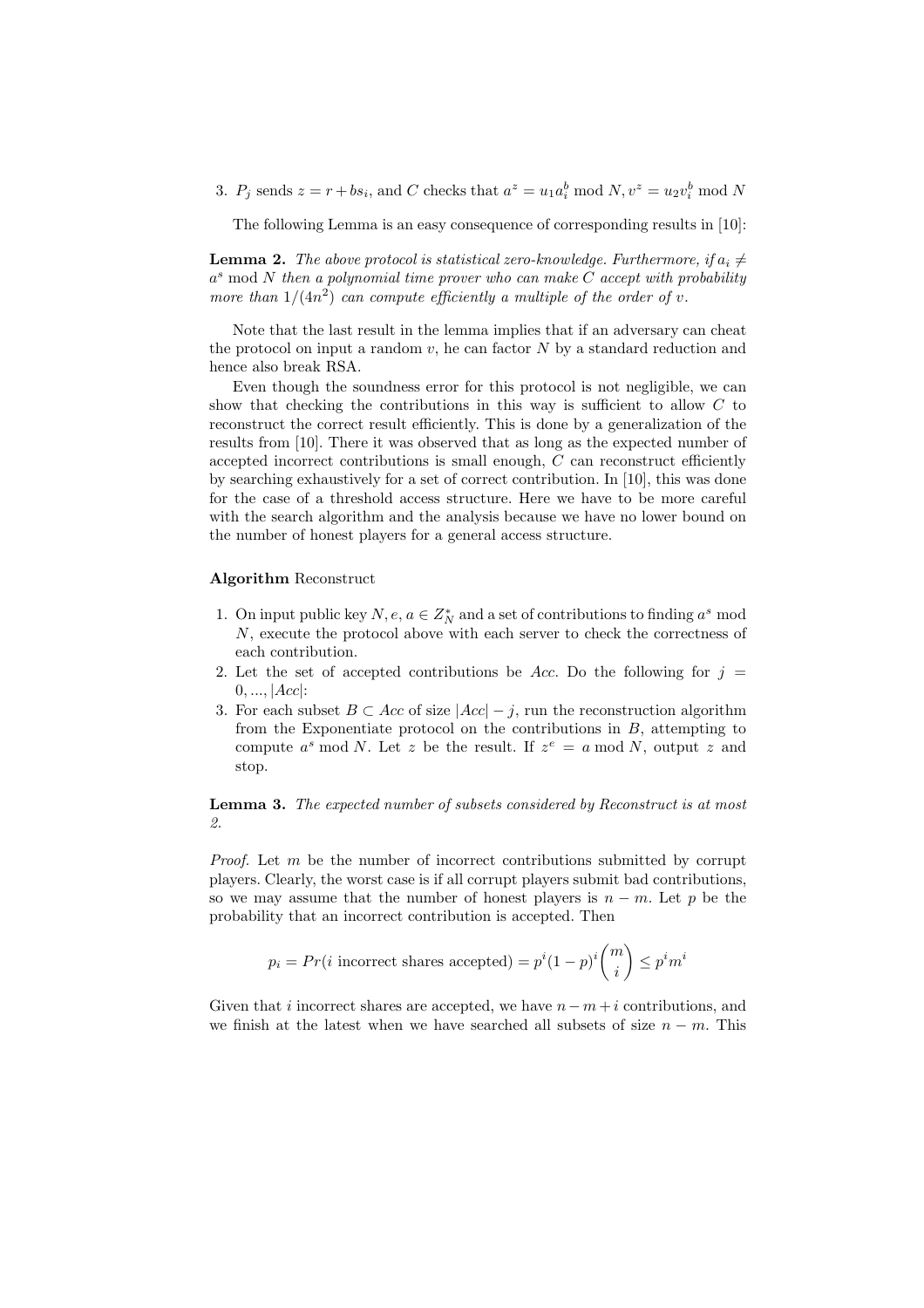3. $P_j$ sends $z = r + bs_i$, and $C$ checks that $a^z = u_1 a_i^b \bmod N, v^z = u_2 v_i^b \bmod N$

The following Lemma is an easy consequence of corresponding results in [10]:

**Lemma 2.** *The above protocol is statistical zero-knowledge. Furthermore, if $a_i \neq a^s \bmod N$ then a polynomial time prover who can make $C$ accept with probability more than $1/(4n^2)$ can compute efficiently a multiple of the order of $v$.*

Note that the last result in the lemma implies that if an adversary can cheat the protocol on input a random $v$, he can factor $N$ by a standard reduction and hence also break RSA.

Even though the soundness error for this protocol is not negligible, we can show that checking the contributions in this way is sufficient to allow $C$ to reconstruct the correct result efficiently. This is done by a generalization of the results from [10]. There it was observed that as long as the expected number of accepted incorrect contributions is small enough, $C$ can reconstruct efficiently by searching exhaustively for a set of correct contribution. In [10], this was done for the case of a threshold access structure. Here we have to be more careful with the search algorithm and the analysis because we have no lower bound on the number of honest players for a general access structure.

**Algorithm** Reconstruct

1. On input public key $N, e, a \in Z_N^*$ and a set of contributions to finding $a^s \bmod N$, execute the protocol above with each server to check the correctness of each contribution.
2. Let the set of accepted contributions be $Acc$. Do the following for $j = 0, ..., |Acc|$:
3. For each subset $B \subset Acc$ of size $|Acc| - j$, run the reconstruction algorithm from the Exponentiate protocol on the contributions in $B$, attempting to compute $a^s \bmod N$. Let $z$ be the result. If $z^e = a \bmod N$, output $z$ and stop.

**Lemma 3.** *The expected number of subsets considered by Reconstruct is at most 2.*

*Proof.* Let $m$ be the number of incorrect contributions submitted by corrupt players. Clearly, the worst case is if all corrupt players submit bad contributions, so we may assume that the number of honest players is $n - m$. Let $p$ be the probability that an incorrect contribution is accepted. Then

$$p_i = Pr(i \text{ incorrect shares accepted}) = p^i (1-p)^i \binom{m}{i} \leq p^i m^i$$

Given that $i$ incorrect shares are accepted, we have $n - m + i$ contributions, and we finish at the latest when we have searched all subsets of size $n - m$. This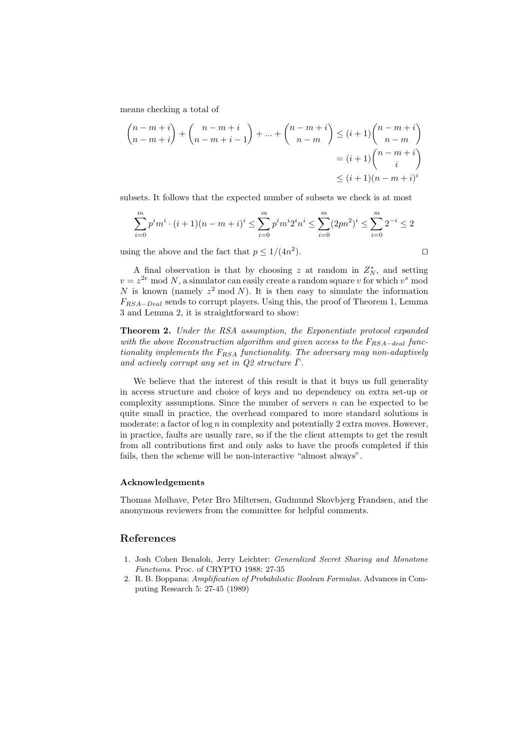means checking a total of

$$\binom{n-m+i}{n-m+i} + \binom{n-m+i}{n-m+i-1} + \ldots + \binom{n-m+i}{n-m} \leq (i+1)\binom{n-m+i}{n-m}$$
$$= (i+1)\binom{n-m+i}{i}$$
$$\leq (i+1)(n-m+i)^i$$

subsets. It follows that the expected number of subsets we check is at most

$$\sum_{i=0}^{m} p^i m^i \cdot (i+1)(n-m+i)^i \leq \sum_{i=0}^{m} p^i m^i 2^i n^i \leq \sum_{i=0}^{m} (2pn^2)^i \leq \sum_{i=0}^{m} 2^{-i} \leq 2$$

using the above and the fact that $p \leq 1/(4n^2)$. □

A final observation is that by choosing $z$ at random in $Z_N^*$, and setting $v = z^{2e} \bmod N$, a simulator can easily create a random square $v$ for which $v^s \bmod N$ is known (namely $z^2 \bmod N$). It is then easy to simulate the information $F_{RSA-Deal}$ sends to corrupt players. Using this, the proof of Theorem 1, Lemma 3 and Lemma 2, it is straightforward to show:

**Theorem 2.** *Under the RSA assumption, the Exponentiate protocol expanded with the above Reconstruction algorithm and given access to the $F_{RSA-deal}$ functionality implements the $F_{RSA}$ functionality. The adversary may non-adaptively and actively corrupt any set in Q2 structure $\bar{\Gamma}$.*

We believe that the interest of this result is that it buys us full generality in access structure and choice of keys and no dependency on extra set-up or complexity assumptions. Since the number of servers $n$ can be expected to be quite small in practice, the overhead compared to more standard solutions is moderate: a factor of $\log n$ in complexity and potentially 2 extra moves. However, in practice, faults are usually rare, so if the the client attempts to get the result from all contributions first and only asks to have the proofs completed if this fails, then the scheme will be non-interactive "almost always".

### Acknowledgements

Thomas Mølhave, Peter Bro Miltersen, Gudmund Skovbjerg Frandsen, and the anonymous reviewers from the committee for helpful comments.

## References

1. Josh Cohen Benaloh, Jerry Leichter: *Generalized Secret Sharing and Monotone Functions.* Proc. of CRYPTO 1988: 27-35
2. R. B. Boppana: *Amplification of Probabilistic Boolean Formulas.* Advances in Computing Research 5: 27-45 (1989)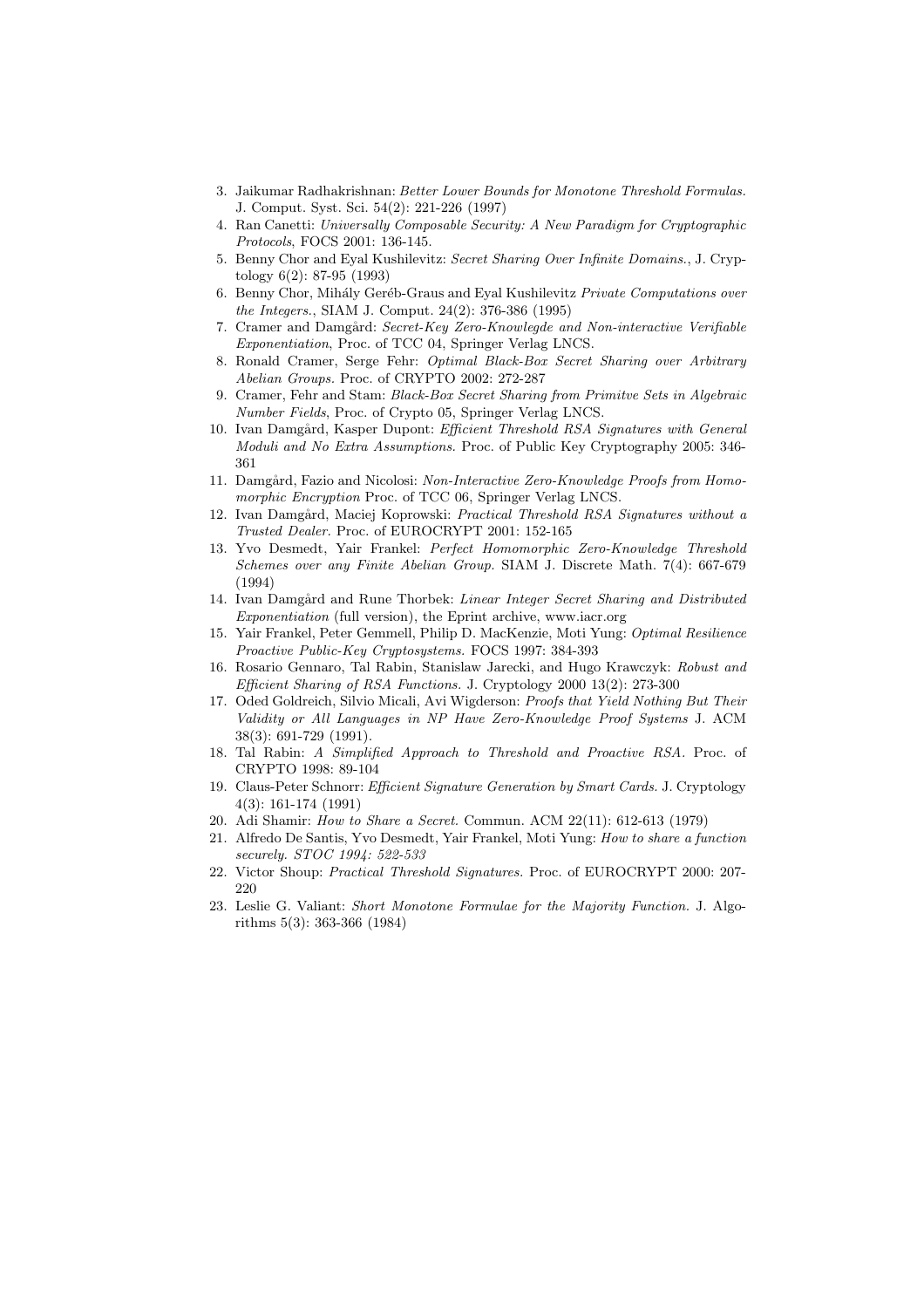3. Jaikumar Radhakrishnan: *Better Lower Bounds for Monotone Threshold Formulas.* J. Comput. Syst. Sci. 54(2): 221-226 (1997)
4. Ran Canetti: *Universally Composable Security: A New Paradigm for Cryptographic Protocols*, FOCS 2001: 136-145.
5. Benny Chor and Eyal Kushilevitz: *Secret Sharing Over Infinite Domains.*, J. Cryptology 6(2): 87-95 (1993)
6. Benny Chor, Mihály Geréb-Graus and Eyal Kushilevitz *Private Computations over the Integers.*, SIAM J. Comput. 24(2): 376-386 (1995)
7. Cramer and Damgård: *Secret-Key Zero-Knowlegde and Non-interactive Verifiable Exponentiation*, Proc. of TCC 04, Springer Verlag LNCS.
8. Ronald Cramer, Serge Fehr: *Optimal Black-Box Secret Sharing over Arbitrary Abelian Groups.* Proc. of CRYPTO 2002: 272-287
9. Cramer, Fehr and Stam: *Black-Box Secret Sharing from Primitve Sets in Algebraic Number Fields*, Proc. of Crypto 05, Springer Verlag LNCS.
10. Ivan Damgård, Kasper Dupont: *Efficient Threshold RSA Signatures with General Moduli and No Extra Assumptions.* Proc. of Public Key Cryptography 2005: 346-361
11. Damgård, Fazio and Nicolosi: *Non-Interactive Zero-Knowledge Proofs from Homomorphic Encryption* Proc. of TCC 06, Springer Verlag LNCS.
12. Ivan Damgård, Maciej Koprowski: *Practical Threshold RSA Signatures without a Trusted Dealer.* Proc. of EUROCRYPT 2001: 152-165
13. Yvo Desmedt, Yair Frankel: *Perfect Homomorphic Zero-Knowledge Threshold Schemes over any Finite Abelian Group.* SIAM J. Discrete Math. 7(4): 667-679 (1994)
14. Ivan Damgård and Rune Thorbek: *Linear Integer Secret Sharing and Distributed Exponentiation* (full version), the Eprint archive, www.iacr.org
15. Yair Frankel, Peter Gemmell, Philip D. MacKenzie, Moti Yung: *Optimal Resilience Proactive Public-Key Cryptosystems.* FOCS 1997: 384-393
16. Rosario Gennaro, Tal Rabin, Stanislaw Jarecki, and Hugo Krawczyk: *Robust and Efficient Sharing of RSA Functions.* J. Cryptology 2000 13(2): 273-300
17. Oded Goldreich, Silvio Micali, Avi Wigderson: *Proofs that Yield Nothing But Their Validity or All Languages in NP Have Zero-Knowledge Proof Systems* J. ACM 38(3): 691-729 (1991).
18. Tal Rabin: *A Simplified Approach to Threshold and Proactive RSA.* Proc. of CRYPTO 1998: 89-104
19. Claus-Peter Schnorr: *Efficient Signature Generation by Smart Cards.* J. Cryptology 4(3): 161-174 (1991)
20. Adi Shamir: *How to Share a Secret.* Commun. ACM 22(11): 612-613 (1979)
21. Alfredo De Santis, Yvo Desmedt, Yair Frankel, Moti Yung: *How to share a function securely. STOC 1994: 522-533*
22. Victor Shoup: *Practical Threshold Signatures.* Proc. of EUROCRYPT 2000: 207-220
23. Leslie G. Valiant: *Short Monotone Formulae for the Majority Function.* J. Algorithms 5(3): 363-366 (1984)